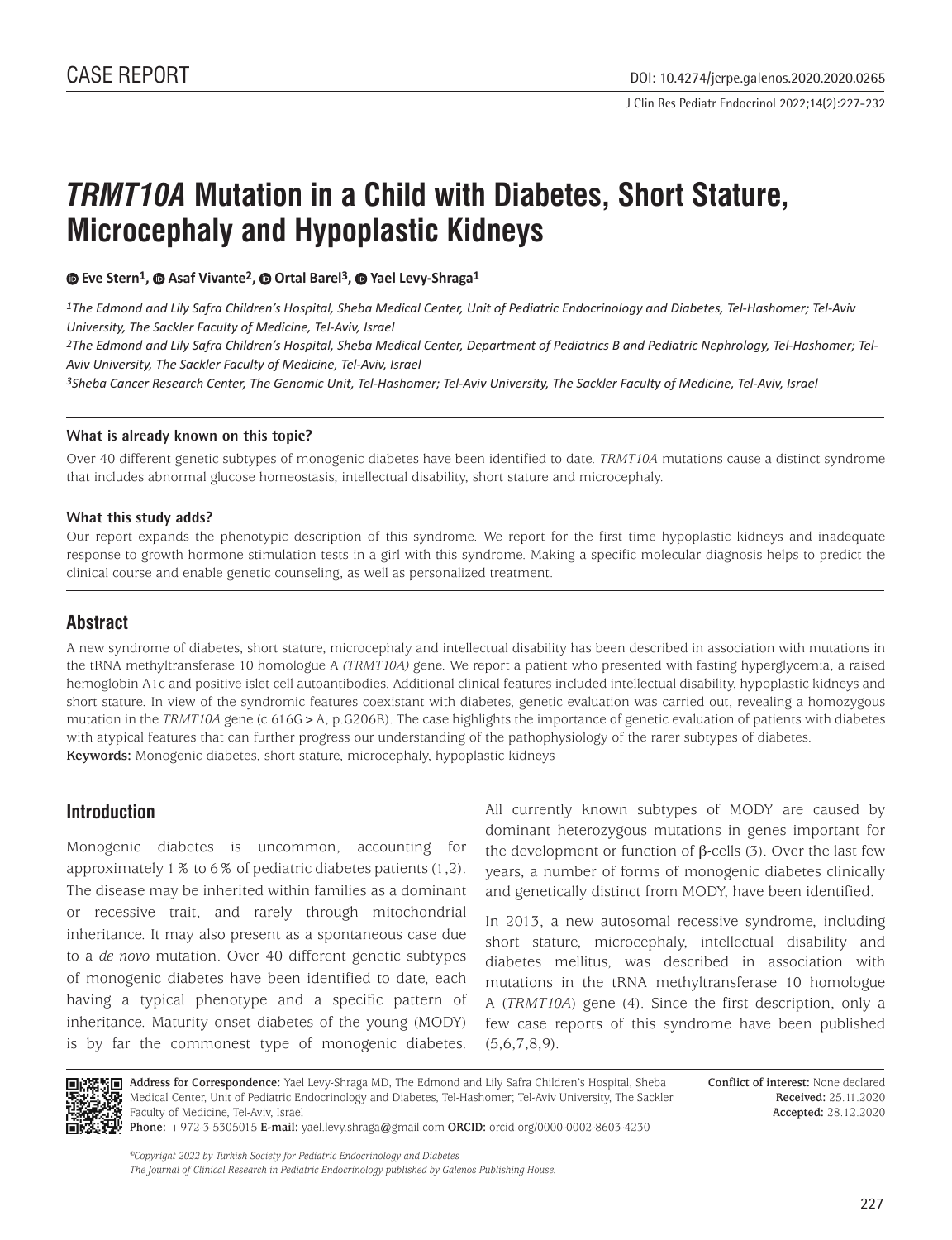CASE REPORT

DOI: 10.4274/jcrpe.galenos.2020.2020.0265

# *TRMT10A* Mutation in a Child with Diabetes, Short Stature, Microcephaly and Hypoplastic Kidneys

Eve Stern[1], Asaf Vivante[2], Ortal Barel[3], Yael Levy-Shraga[1]

[1]The Edmond and Lily Safra Children's Hospital, Sheba Medical Center, Unit of Pediatric Endocrinology and Diabetes, Tel-Hashomer; Tel-Aviv University, The Sackler Faculty of Medicine, Tel-Aviv, Israel

[2]The Edmond and Lily Safra Children's Hospital, Sheba Medical Center, Department of Pediatrics B and Pediatric Nephrology, Tel-Hashomer; Tel-Aviv University, The Sackler Faculty of Medicine, Tel-Aviv, Israel

[3]Sheba Cancer Research Center, The Genomic Unit, Tel-Hashomer; Tel-Aviv University, The Sackler Faculty of Medicine, Tel-Aviv, Israel

**What is already known on this topic?**

Over 40 different genetic subtypes of monogenic diabetes have been identified to date. *TRMT10A* mutations cause a distinct syndrome that includes abnormal glucose homeostasis, intellectual disability, short stature and microcephaly.

**What this study adds?**

Our report expands the phenotypic description of this syndrome. We report for the first time hypoplastic kidneys and inadequate response to growth hormone stimulation tests in a girl with this syndrome. Making a specific molecular diagnosis helps to predict the clinical course and enable genetic counseling, as well as personalized treatment.

## Abstract

A new syndrome of diabetes, short stature, microcephaly and intellectual disability has been described in association with mutations in the tRNA methyltransferase 10 homologue A *(TRMT10A)* gene. We report a patient who presented with fasting hyperglycemia, a raised hemoglobin A1c and positive islet cell autoantibodies. Additional clinical features included intellectual disability, hypoplastic kidneys and short stature. In view of the syndromic features coexistant with diabetes, genetic evaluation was carried out, revealing a homozygous mutation in the *TRMT10A* gene (c.616G > A, p.G206R). The case highlights the importance of genetic evaluation of patients with diabetes with atypical features that can further progress our understanding of the pathophysiology of the rarer subtypes of diabetes.

**Keywords:** Monogenic diabetes, short stature, microcephaly, hypoplastic kidneys

## Introduction

Monogenic diabetes is uncommon, accounting for approximately 1% to 6% of pediatric diabetes patients (1,2). The disease may be inherited within families as a dominant or recessive trait, and rarely through mitochondrial inheritance. It may also present as a spontaneous case due to a *de novo* mutation. Over 40 different genetic subtypes of monogenic diabetes have been identified to date, each having a typical phenotype and a specific pattern of inheritance. Maturity onset diabetes of the young (MODY) is by far the commonest type of monogenic diabetes. All currently known subtypes of MODY are caused by dominant heterozygous mutations in genes important for the development or function of β-cells (3). Over the last few years, a number of forms of monogenic diabetes clinically and genetically distinct from MODY, have been identified.

In 2013, a new autosomal recessive syndrome, including short stature, microcephaly, intellectual disability and diabetes mellitus, was described in association with mutations in the tRNA methyltransferase 10 homologue A (*TRMT10A*) gene (4). Since the first description, only a few case reports of this syndrome have been published (5,6,7,8,9).

**Address for Correspondence:** Yael Levy-Shraga MD, The Edmond and Lily Safra Children's Hospital, Sheba Medical Center, Unit of Pediatric Endocrinology and Diabetes, Tel-Hashomer; Tel-Aviv University, The Sackler Faculty of Medicine, Tel-Aviv, Israel
**Phone:** +972-3-5305015 **E-mail:** yael.levy.shraga@gmail.com **ORCID:** orcid.org/0000-0002-8603-4230

**Conflict of interest:** None declared
**Received:** 25.11.2020
**Accepted:** 28.12.2020

*©Copyright 2022 by Turkish Society for Pediatric Endocrinology and Diabetes*
*The Journal of Clinical Research in Pediatric Endocrinology published by Galenos Publishing House.*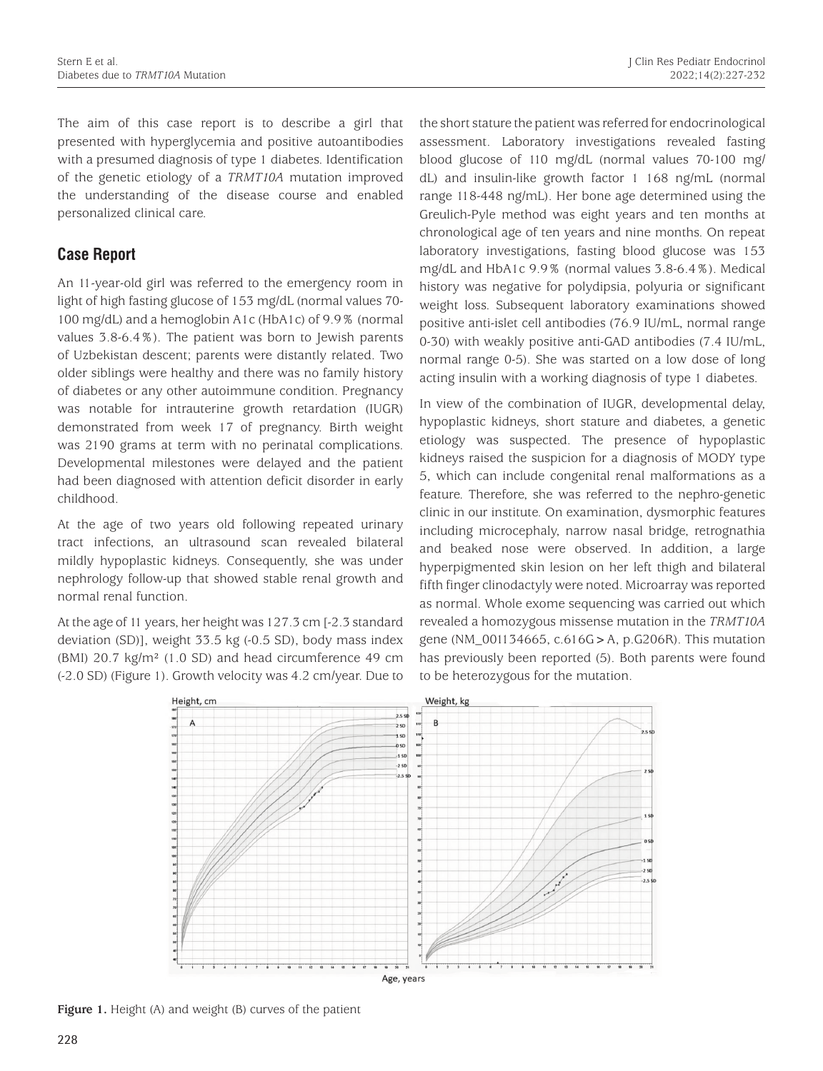The aim of this case report is to describe a girl that presented with hyperglycemia and positive autoantibodies with a presumed diagnosis of type 1 diabetes. Identification of the genetic etiology of a *TRMT10A* mutation improved the understanding of the disease course and enabled personalized clinical care.

## Case Report

An 11-year-old girl was referred to the emergency room in light of high fasting glucose of 153 mg/dL (normal values 70-100 mg/dL) and a hemoglobin A1c (HbA1c) of 9.9% (normal values 3.8-6.4%). The patient was born to Jewish parents of Uzbekistan descent; parents were distantly related. Two older siblings were healthy and there was no family history of diabetes or any other autoimmune condition. Pregnancy was notable for intrauterine growth retardation (IUGR) demonstrated from week 17 of pregnancy. Birth weight was 2190 grams at term with no perinatal complications. Developmental milestones were delayed and the patient had been diagnosed with attention deficit disorder in early childhood.

At the age of two years old following repeated urinary tract infections, an ultrasound scan revealed bilateral mildly hypoplastic kidneys. Consequently, she was under nephrology follow-up that showed stable renal growth and normal renal function.

At the age of 11 years, her height was 127.3 cm [-2.3 standard deviation (SD)], weight 33.5 kg (-0.5 SD), body mass index (BMI) 20.7 kg/m² (1.0 SD) and head circumference 49 cm (-2.0 SD) (Figure 1). Growth velocity was 4.2 cm/year. Due to the short stature the patient was referred for endocrinological assessment. Laboratory investigations revealed fasting blood glucose of 110 mg/dL (normal values 70-100 mg/dL) and insulin-like growth factor 1 168 ng/mL (normal range 118-448 ng/mL). Her bone age determined using the Greulich-Pyle method was eight years and ten months at chronological age of ten years and nine months. On repeat laboratory investigations, fasting blood glucose was 153 mg/dL and HbA1c 9.9% (normal values 3.8-6.4%). Medical history was negative for polydipsia, polyuria or significant weight loss. Subsequent laboratory examinations showed positive anti-islet cell antibodies (76.9 IU/mL, normal range 0-30) with weakly positive anti-GAD antibodies (7.4 IU/mL, normal range 0-5). She was started on a low dose of long acting insulin with a working diagnosis of type 1 diabetes.

In view of the combination of IUGR, developmental delay, hypoplastic kidneys, short stature and diabetes, a genetic etiology was suspected. The presence of hypoplastic kidneys raised the suspicion for a diagnosis of MODY type 5, which can include congenital renal malformations as a feature. Therefore, she was referred to the nephro-genetic clinic in our institute. On examination, dysmorphic features including microcephaly, narrow nasal bridge, retrognathia and beaked nose were observed. In addition, a large hyperpigmented skin lesion on her left thigh and bilateral fifth finger clinodactyly were noted. Microarray was reported as normal. Whole exome sequencing was carried out which revealed a homozygous missense mutation in the *TRMT10A* gene (NM_001134665, c.616G>A, p.G206R). This mutation has previously been reported (5). Both parents were found to be heterozygous for the mutation.

**Figure 1.** Height (A) and weight (B) curves of the patient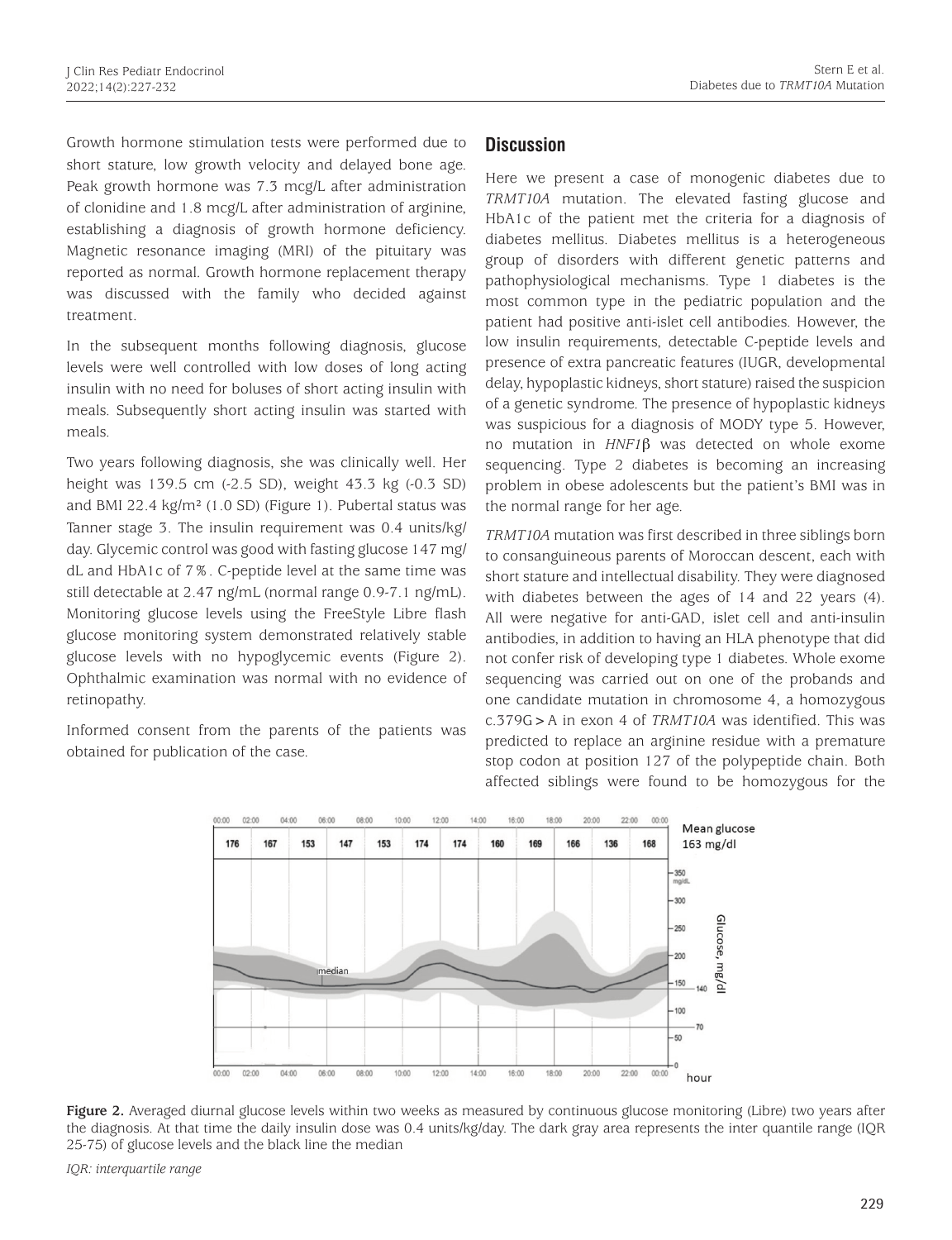Growth hormone stimulation tests were performed due to short stature, low growth velocity and delayed bone age. Peak growth hormone was 7.3 mcg/L after administration of clonidine and 1.8 mcg/L after administration of arginine, establishing a diagnosis of growth hormone deficiency. Magnetic resonance imaging (MRI) of the pituitary was reported as normal. Growth hormone replacement therapy was discussed with the family who decided against treatment.

In the subsequent months following diagnosis, glucose levels were well controlled with low doses of long acting insulin with no need for boluses of short acting insulin with meals. Subsequently short acting insulin was started with meals.

Two years following diagnosis, she was clinically well. Her height was 139.5 cm (-2.5 SD), weight 43.3 kg (-0.3 SD) and BMI 22.4 kg/m² (1.0 SD) (Figure 1). Pubertal status was Tanner stage 3. The insulin requirement was 0.4 units/kg/day. Glycemic control was good with fasting glucose 147 mg/dL and HbA1c of 7%. C-peptide level at the same time was still detectable at 2.47 ng/mL (normal range 0.9-7.1 ng/mL). Monitoring glucose levels using the FreeStyle Libre flash glucose monitoring system demonstrated relatively stable glucose levels with no hypoglycemic events (Figure 2). Ophthalmic examination was normal with no evidence of retinopathy.

Informed consent from the parents of the patients was obtained for publication of the case.

## Discussion

Here we present a case of monogenic diabetes due to *TRMT10A* mutation. The elevated fasting glucose and HbA1c of the patient met the criteria for a diagnosis of diabetes mellitus. Diabetes mellitus is a heterogeneous group of disorders with different genetic patterns and pathophysiological mechanisms. Type 1 diabetes is the most common type in the pediatric population and the patient had positive anti-islet cell antibodies. However, the low insulin requirements, detectable C-peptide levels and presence of extra pancreatic features (IUGR, developmental delay, hypoplastic kidneys, short stature) raised the suspicion of a genetic syndrome. The presence of hypoplastic kidneys was suspicious for a diagnosis of MODY type 5. However, no mutation in *HNF1*β was detected on whole exome sequencing. Type 2 diabetes is becoming an increasing problem in obese adolescents but the patient's BMI was in the normal range for her age.

*TRMT10A* mutation was first described in three siblings born to consanguineous parents of Moroccan descent, each with short stature and intellectual disability. They were diagnosed with diabetes between the ages of 14 and 22 years (4). All were negative for anti-GAD, islet cell and anti-insulin antibodies, in addition to having an HLA phenotype that did not confer risk of developing type 1 diabetes. Whole exome sequencing was carried out on one of the probands and one candidate mutation in chromosome 4, a homozygous c.379G>A in exon 4 of *TRMT10A* was identified. This was predicted to replace an arginine residue with a premature stop codon at position 127 of the polypeptide chain. Both affected siblings were found to be homozygous for the

Figure 2. Averaged diurnal glucose levels within two weeks as measured by continuous glucose monitoring (Libre) two years after the diagnosis. At that time the daily insulin dose was 0.4 units/kg/day. The dark gray area represents the inter quantile range (IQR 25-75) of glucose levels and the black line the median

*IQR: interquartile range*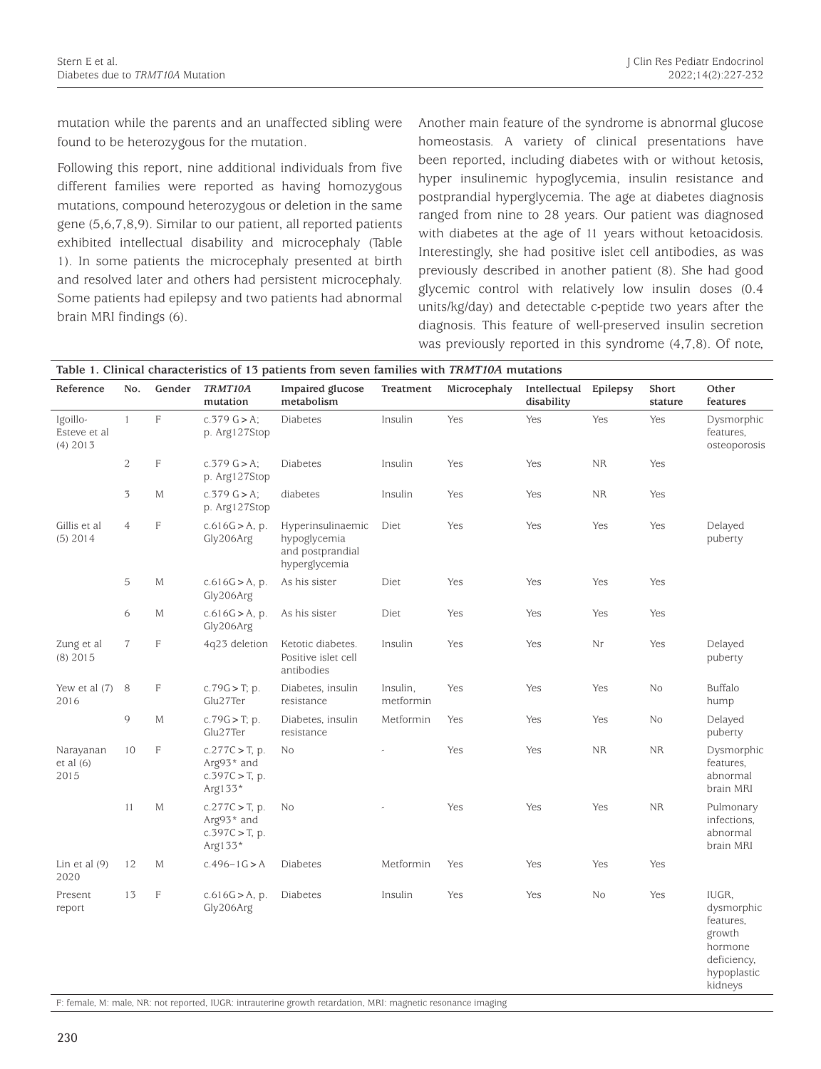mutation while the parents and an unaffected sibling were found to be heterozygous for the mutation.

Following this report, nine additional individuals from five different families were reported as having homozygous mutations, compound heterozygous or deletion in the same gene (5,6,7,8,9). Similar to our patient, all reported patients exhibited intellectual disability and microcephaly (Table 1). In some patients the microcephaly presented at birth and resolved later and others had persistent microcephaly. Some patients had epilepsy and two patients had abnormal brain MRI findings (6).

Another main feature of the syndrome is abnormal glucose homeostasis. A variety of clinical presentations have been reported, including diabetes with or without ketosis, hyper insulinemic hypoglycemia, insulin resistance and postprandial hyperglycemia. The age at diabetes diagnosis ranged from nine to 28 years. Our patient was diagnosed with diabetes at the age of 11 years without ketoacidosis. Interestingly, she had positive islet cell antibodies, as was previously described in another patient (8). She had good glycemic control with relatively low insulin doses (0.4 units/kg/day) and detectable c-peptide two years after the diagnosis. This feature of well-preserved insulin secretion was previously reported in this syndrome (4,7,8). Of note,

**Table 1. Clinical characteristics of 13 patients from seven families with *TRMT10A* mutations**

| Reference | No. | Gender | *TRMT10A* mutation | Impaired glucose metabolism | Treatment | Microcephaly | Intellectual disability | Epilepsy | Short stature | Other features |
|---|---|---|---|---|---|---|---|---|---|---|
| Igoillo-Esteve et al (4) 2013 | 1 | F | c.379 G>A; p. Arg127Stop | Diabetes | Insulin | Yes | Yes | Yes | Yes | Dysmorphic features, osteoporosis |
| | 2 | F | c.379 G>A; p. Arg127Stop | Diabetes | Insulin | Yes | Yes | NR | Yes | |
| | 3 | M | c.379 G>A; p. Arg127Stop | diabetes | Insulin | Yes | Yes | NR | Yes | |
| Gillis et al (5) 2014 | 4 | F | c.616G>A, p. Gly206Arg | Hyperinsulinaemic hypoglycemia and postprandial hyperglycemia | Diet | Yes | Yes | Yes | Yes | Delayed puberty |
| | 5 | M | c.616G>A, p. Gly206Arg | As his sister | Diet | Yes | Yes | Yes | Yes | |
| | 6 | M | c.616G>A, p. Gly206Arg | As his sister | Diet | Yes | Yes | Yes | Yes | |
| Zung et al (8) 2015 | 7 | F | 4q23 deletion | Ketotic diabetes. Positive islet cell antibodies | Insulin | Yes | Yes | Nr | Yes | Delayed puberty |
| Yew et al (7) 2016 | 8 | F | c.79G>T; p. Glu27Ter | Diabetes, insulin resistance | Insulin, metformin | Yes | Yes | Yes | No | Buffalo hump |
| | 9 | M | c.79G>T; p. Glu27Ter | Diabetes, insulin resistance | Metformin | Yes | Yes | Yes | No | Delayed puberty |
| Narayanan et al (6) 2015 | 10 | F | c.277C>T, p. Arg93* and c.397C>T, p. Arg133* | No | - | Yes | Yes | NR | NR | Dysmorphic features, abnormal brain MRI |
| | 11 | M | c.277C>T, p. Arg93* and c.397C>T, p. Arg133* | No | - | Yes | Yes | Yes | NR | Pulmonary infections, abnormal brain MRI |
| Lin et al (9) 2020 | 12 | M | c.496-1G>A | Diabetes | Metformin | Yes | Yes | Yes | Yes | |
| Present report | 13 | F | c.616G>A, p. Gly206Arg | Diabetes | Insulin | Yes | Yes | No | Yes | IUGR, dysmorphic features, growth hormone deficiency, hypoplastic kidneys |

F: female, M: male, NR: not reported, IUGR: intrauterine growth retardation, MRI: magnetic resonance imaging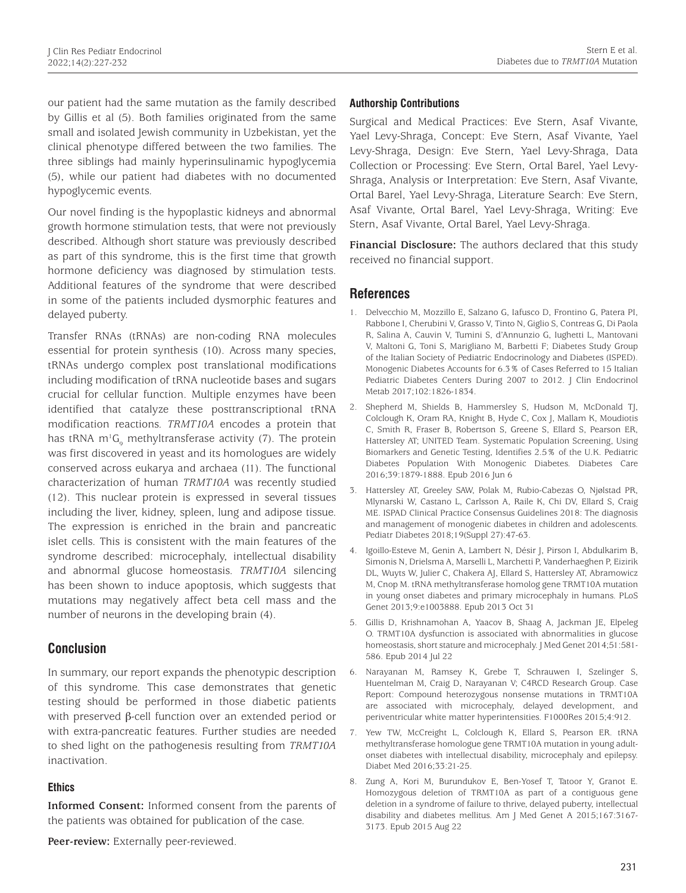our patient had the same mutation as the family described by Gillis et al (5). Both families originated from the same small and isolated Jewish community in Uzbekistan, yet the clinical phenotype differed between the two families. The three siblings had mainly hyperinsulinamic hypoglycemia (5), while our patient had diabetes with no documented hypoglycemic events.

Our novel finding is the hypoplastic kidneys and abnormal growth hormone stimulation tests, that were not previously described. Although short stature was previously described as part of this syndrome, this is the first time that growth hormone deficiency was diagnosed by stimulation tests. Additional features of the syndrome that were described in some of the patients included dysmorphic features and delayed puberty.

Transfer RNAs (tRNAs) are non-coding RNA molecules essential for protein synthesis (10). Across many species, tRNAs undergo complex post translational modifications including modification of tRNA nucleotide bases and sugars crucial for cellular function. Multiple enzymes have been identified that catalyze these posttranscriptional tRNA modification reactions. *TRMT10A* encodes a protein that has tRNA $m^1G_9$ methyltransferase activity (7). The protein was first discovered in yeast and its homologues are widely conserved across eukarya and archaea (11). The functional characterization of human *TRMT10A* was recently studied (12). This nuclear protein is expressed in several tissues including the liver, kidney, spleen, lung and adipose tissue. The expression is enriched in the brain and pancreatic islet cells. This is consistent with the main features of the syndrome described: microcephaly, intellectual disability and abnormal glucose homeostasis. *TRMT10A* silencing has been shown to induce apoptosis, which suggests that mutations may negatively affect beta cell mass and the number of neurons in the developing brain (4).

## Conclusion

In summary, our report expands the phenotypic description of this syndrome. This case demonstrates that genetic testing should be performed in those diabetic patients with preserved β-cell function over an extended period or with extra-pancreatic features. Further studies are needed to shed light on the pathogenesis resulting from *TRMT10A* inactivation.

### Ethics

**Informed Consent:** Informed consent from the parents of the patients was obtained for publication of the case.

**Peer-review:** Externally peer-reviewed.

### Authorship Contributions

Surgical and Medical Practices: Eve Stern, Asaf Vivante, Yael Levy-Shraga, Concept: Eve Stern, Asaf Vivante, Yael Levy-Shraga, Design: Eve Stern, Yael Levy-Shraga, Data Collection or Processing: Eve Stern, Ortal Barel, Yael Levy-Shraga, Analysis or Interpretation: Eve Stern, Asaf Vivante, Ortal Barel, Yael Levy-Shraga, Literature Search: Eve Stern, Asaf Vivante, Ortal Barel, Yael Levy-Shraga, Writing: Eve Stern, Asaf Vivante, Ortal Barel, Yael Levy-Shraga.

**Financial Disclosure:** The authors declared that this study received no financial support.

## References

1. Delvecchio M, Mozzillo E, Salzano G, Iafusco D, Frontino G, Patera PI, Rabbone I, Cherubini V, Grasso V, Tinto N, Giglio S, Contreas G, Di Paola R, Salina A, Cauvin V, Tumini S, d'Annunzio G, Iughetti L, Mantovani V, Maltoni G, Toni S, Marigliano M, Barbetti F; Diabetes Study Group of the Italian Society of Pediatric Endocrinology and Diabetes (ISPED). Monogenic Diabetes Accounts for 6.3% of Cases Referred to 15 Italian Pediatric Diabetes Centers During 2007 to 2012. J Clin Endocrinol Metab 2017;102:1826-1834.
2. Shepherd M, Shields B, Hammersley S, Hudson M, McDonald TJ, Colclough K, Oram RA, Knight B, Hyde C, Cox J, Mallam K, Moudiotis C, Smith R, Fraser B, Robertson S, Greene S, Ellard S, Pearson ER, Hattersley AT; UNITED Team. Systematic Population Screening, Using Biomarkers and Genetic Testing, Identifies 2.5% of the U.K. Pediatric Diabetes Population With Monogenic Diabetes. Diabetes Care 2016;39:1879-1888. Epub 2016 Jun 6
3. Hattersley AT, Greeley SAW, Polak M, Rubio-Cabezas O, Njølstad PR, Mlynarski W, Castano L, Carlsson A, Raile K, Chi DV, Ellard S, Craig ME. ISPAD Clinical Practice Consensus Guidelines 2018: The diagnosis and management of monogenic diabetes in children and adolescents. Pediatr Diabetes 2018;19(Suppl 27):47-63.
4. Igoillo-Esteve M, Genin A, Lambert N, Désir J, Pirson I, Abdulkarim B, Simonis N, Drielsma A, Marselli L, Marchetti P, Vanderhaeghen P, Eizirik DL, Wuyts W, Julier C, Chakera AJ, Ellard S, Hattersley AT, Abramowicz M, Cnop M. tRNA methyltransferase homolog gene TRMT10A mutation in young onset diabetes and primary microcephaly in humans. PLoS Genet 2013;9:e1003888. Epub 2013 Oct 31
5. Gillis D, Krishnamohan A, Yaacov B, Shaag A, Jackman JE, Elpeleg O. TRMT10A dysfunction is associated with abnormalities in glucose homeostasis, short stature and microcephaly. J Med Genet 2014;51:581-586. Epub 2014 Jul 22
6. Narayanan M, Ramsey K, Grebe T, Schrauwen I, Szelinger S, Huentelman M, Craig D, Narayanan V; C4RCD Research Group. Case Report: Compound heterozygous nonsense mutations in TRMT10A are associated with microcephaly, delayed development, and periventricular white matter hyperintensities. F1000Res 2015;4:912.
7. Yew TW, McCreight L, Colclough K, Ellard S, Pearson ER. tRNA methyltransferase homologue gene TRMT10A mutation in young adult-onset diabetes with intellectual disability, microcephaly and epilepsy. Diabet Med 2016;33:21-25.
8. Zung A, Kori M, Burundukov E, Ben-Yosef T, Tatoor Y, Granot E. Homozygous deletion of TRMT10A as part of a contiguous gene deletion in a syndrome of failure to thrive, delayed puberty, intellectual disability and diabetes mellitus. Am J Med Genet A 2015;167:3167-3173. Epub 2015 Aug 22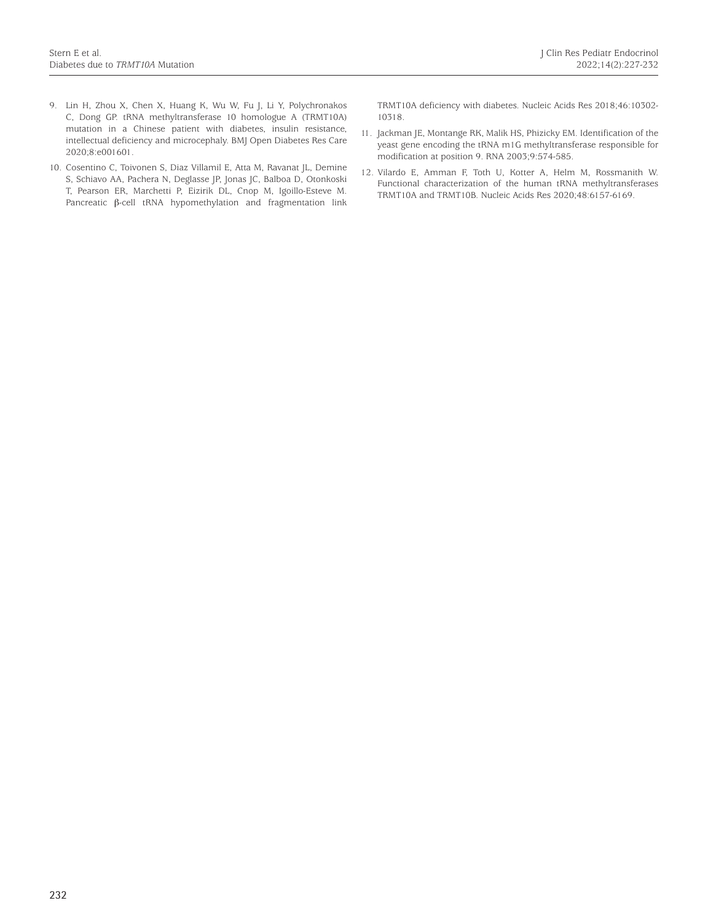9. Lin H, Zhou X, Chen X, Huang K, Wu W, Fu J, Li Y, Polychronakos C, Dong GP. tRNA methyltransferase 10 homologue A (TRMT10A) mutation in a Chinese patient with diabetes, insulin resistance, intellectual deficiency and microcephaly. BMJ Open Diabetes Res Care 2020;8:e001601.

10. Cosentino C, Toivonen S, Diaz Villamil E, Atta M, Ravanat JL, Demine S, Schiavo AA, Pachera N, Deglasse JP, Jonas JC, Balboa D, Otonkoski T, Pearson ER, Marchetti P, Eizirik DL, Cnop M, Igoillo-Esteve M. Pancreatic β-cell tRNA hypomethylation and fragmentation link TRMT10A deficiency with diabetes. Nucleic Acids Res 2018;46:10302-10318.

11. Jackman JE, Montange RK, Malik HS, Phizicky EM. Identification of the yeast gene encoding the tRNA m1G methyltransferase responsible for modification at position 9. RNA 2003;9:574-585.

12. Vilardo E, Amman F, Toth U, Kotter A, Helm M, Rossmanith W. Functional characterization of the human tRNA methyltransferases TRMT10A and TRMT10B. Nucleic Acids Res 2020;48:6157-6169.